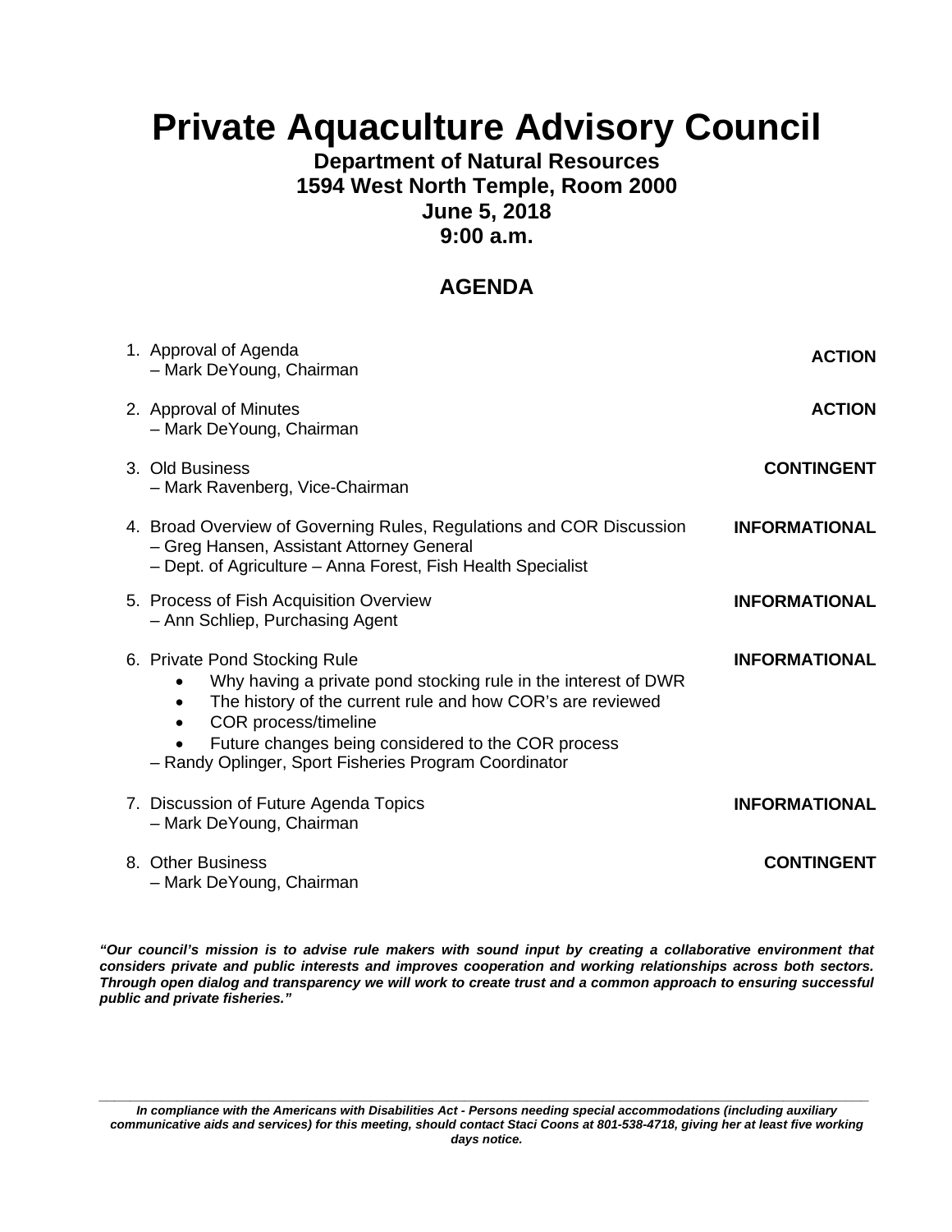# Private Aquaculture Advisory Council

**Department of Natural Resources**
**1594 West North Temple, Room 2000**
**June 5, 2018**
**9:00 a.m.**

## AGENDA

1. Approval of Agenda — **ACTION**
   – Mark DeYoung, Chairman

2. Approval of Minutes — **ACTION**
   – Mark DeYoung, Chairman

3. Old Business — **CONTINGENT**
   – Mark Ravenberg, Vice-Chairman

4. Broad Overview of Governing Rules, Regulations and COR Discussion — **INFORMATIONAL**
   – Greg Hansen, Assistant Attorney General
   – Dept. of Agriculture – Anna Forest, Fish Health Specialist

5. Process of Fish Acquisition Overview — **INFORMATIONAL**
   – Ann Schliep, Purchasing Agent

6. Private Pond Stocking Rule — **INFORMATIONAL**
   - Why having a private pond stocking rule in the interest of DWR
   - The history of the current rule and how COR's are reviewed
   - COR process/timeline
   - Future changes being considered to the COR process

   – Randy Oplinger, Sport Fisheries Program Coordinator

7. Discussion of Future Agenda Topics — **INFORMATIONAL**
   – Mark DeYoung, Chairman

8. Other Business — **CONTINGENT**
   – Mark DeYoung, Chairman

***"Our council's mission is to advise rule makers with sound input by creating a collaborative environment that considers private and public interests and improves cooperation and working relationships across both sectors. Through open dialog and transparency we will work to create trust and a common approach to ensuring successful public and private fisheries."***

---

***In compliance with the Americans with Disabilities Act - Persons needing special accommodations (including auxiliary communicative aids and services) for this meeting, should contact Staci Coons at 801-538-4718, giving her at least five working days notice.***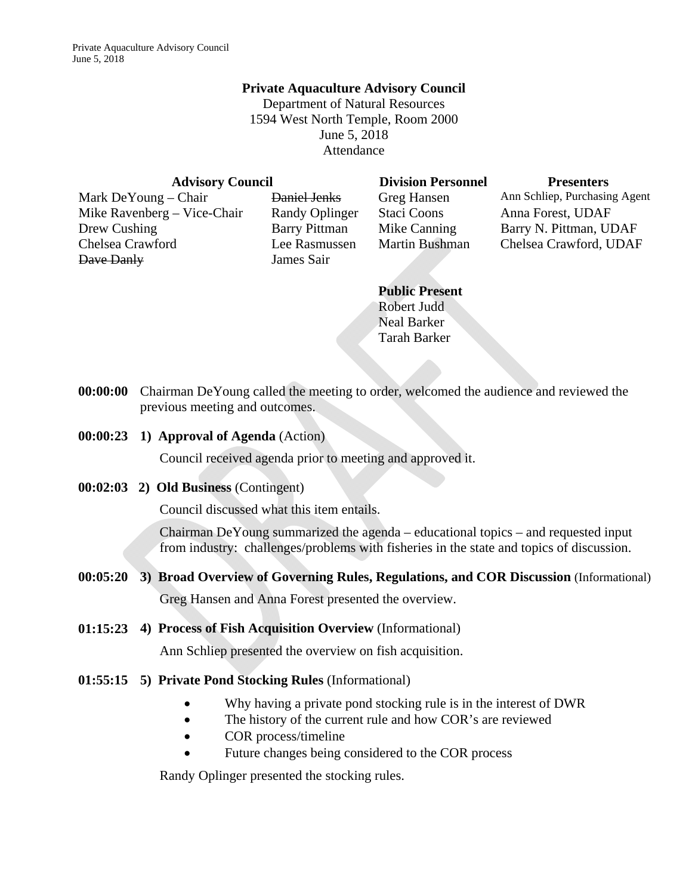**Private Aquaculture Advisory Council**
Department of Natural Resources
1594 West North Temple, Room 2000
June 5, 2018
Attendance

| Advisory Council | | Division Personnel | Presenters |
|---|---|---|---|
| Mark DeYoung – Chair | ~~Daniel Jenks~~ | Greg Hansen | Ann Schliep, Purchasing Agent |
| Mike Ravenberg – Vice-Chair | Randy Oplinger | Staci Coons | Anna Forest, UDAF |
| Drew Cushing | Barry Pittman | Mike Canning | Barry N. Pittman, UDAF |
| Chelsea Crawford | Lee Rasmussen | Martin Bushman | Chelsea Crawford, UDAF |
| ~~Dave Danly~~ | James Sair | | |

**Public Present**
Robert Judd
Neal Barker
Tarah Barker

**00:00:00** Chairman DeYoung called the meeting to order, welcomed the audience and reviewed the previous meeting and outcomes.

**00:00:23 1) Approval of Agenda** (Action)

Council received agenda prior to meeting and approved it.

**00:02:03 2) Old Business** (Contingent)

Council discussed what this item entails.

Chairman DeYoung summarized the agenda – educational topics – and requested input from industry: challenges/problems with fisheries in the state and topics of discussion.

**00:05:20 3) Broad Overview of Governing Rules, Regulations, and COR Discussion** (Informational)

Greg Hansen and Anna Forest presented the overview.

**01:15:23 4) Process of Fish Acquisition Overview** (Informational)

Ann Schliep presented the overview on fish acquisition.

**01:55:15 5) Private Pond Stocking Rules** (Informational)

- Why having a private pond stocking rule is in the interest of DWR
- The history of the current rule and how COR's are reviewed
- COR process/timeline
- Future changes being considered to the COR process

Randy Oplinger presented the stocking rules.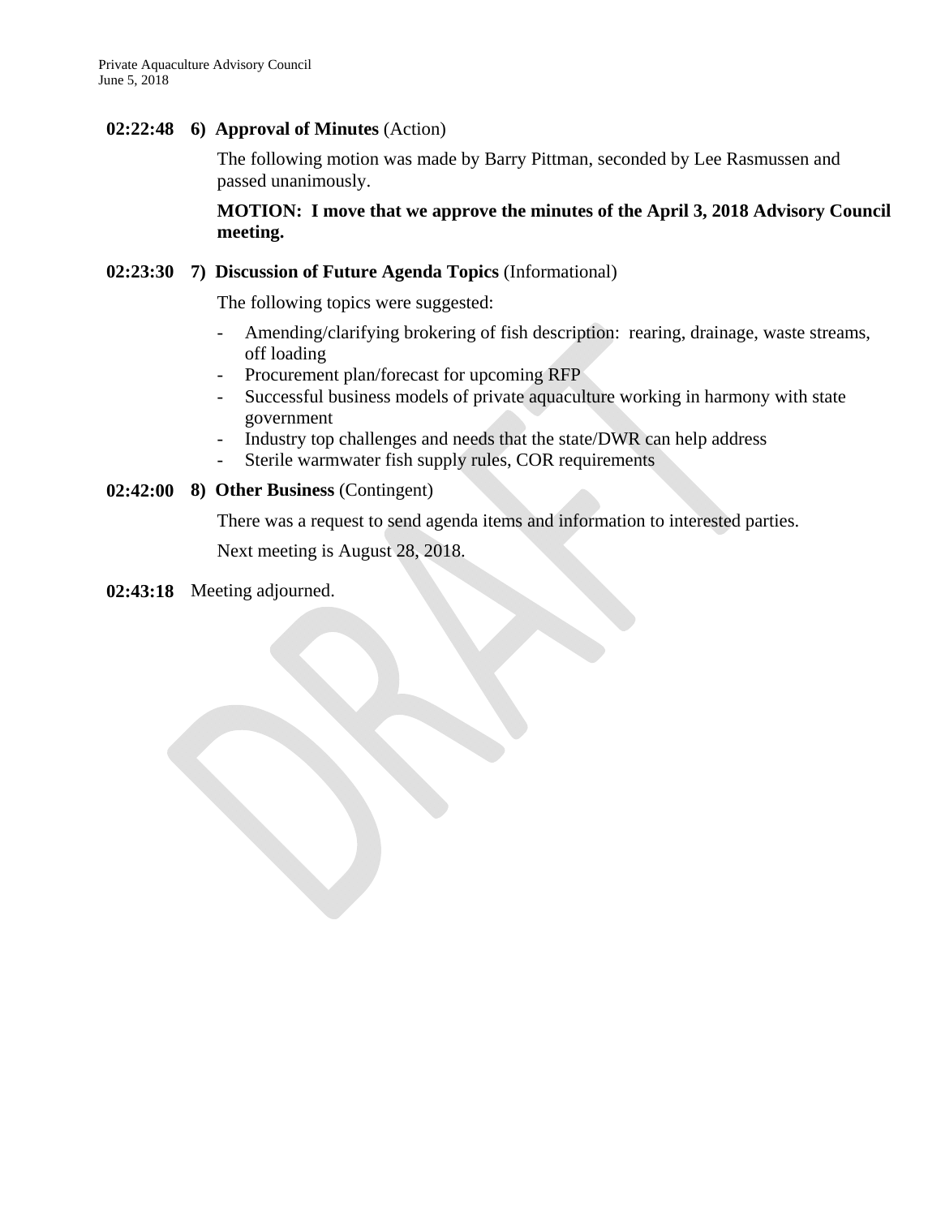**02:22:48 6) Approval of Minutes** (Action)

The following motion was made by Barry Pittman, seconded by Lee Rasmussen and passed unanimously.

**MOTION: I move that we approve the minutes of the April 3, 2018 Advisory Council meeting.**

**02:23:30 7) Discussion of Future Agenda Topics** (Informational)

The following topics were suggested:

- Amending/clarifying brokering of fish description: rearing, drainage, waste streams, off loading
- Procurement plan/forecast for upcoming RFP
- Successful business models of private aquaculture working in harmony with state government
- Industry top challenges and needs that the state/DWR can help address
- Sterile warmwater fish supply rules, COR requirements

**02:42:00 8) Other Business** (Contingent)

There was a request to send agenda items and information to interested parties.

Next meeting is August 28, 2018.

**02:43:18** Meeting adjourned.